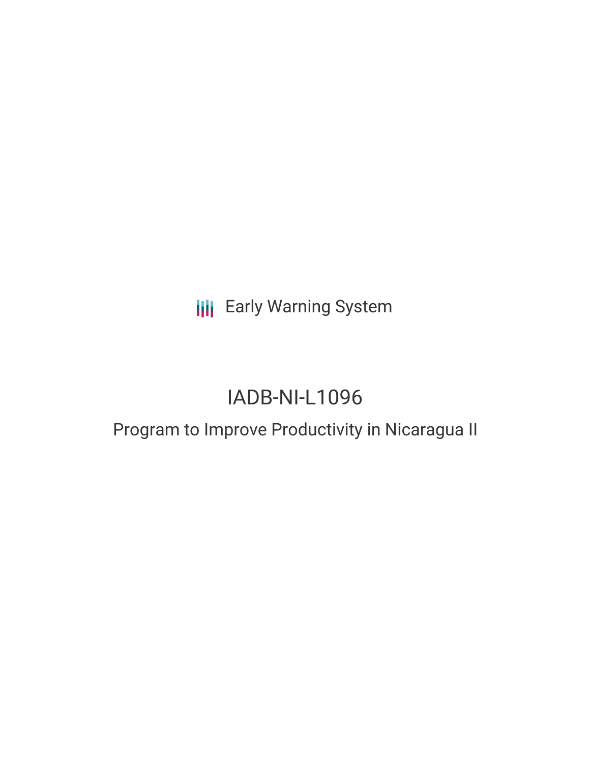Early Warning System

# IADB-NI-L1096

## Program to Improve Productivity in Nicaragua II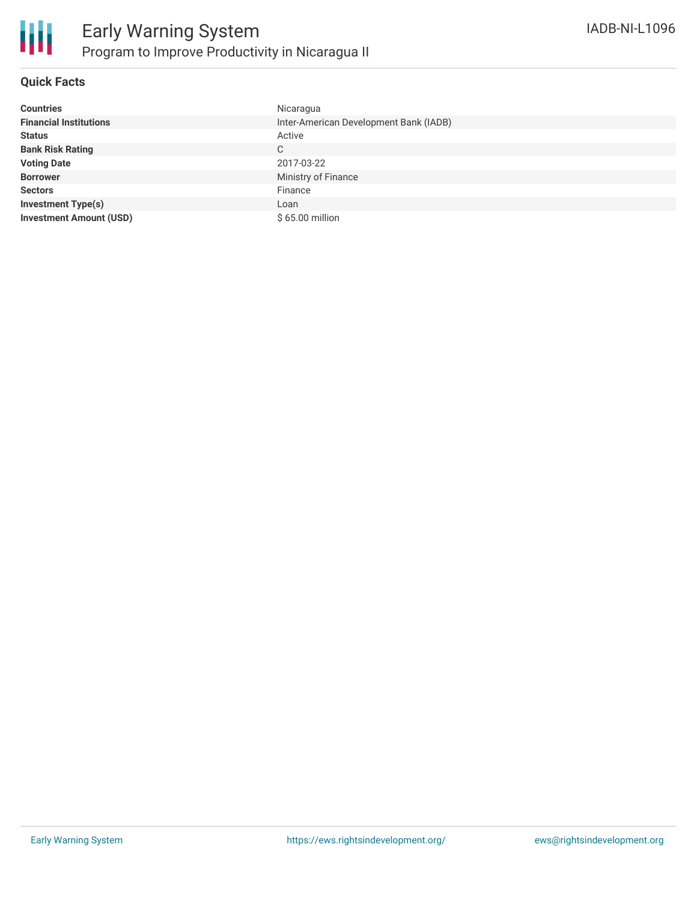# Early Warning System

## Program to Improve Productivity in Nicaragua II

IADB-NI-L1096

### Quick Facts

| | |
|---|---|
| **Countries** | Nicaragua |
| **Financial Institutions** | Inter-American Development Bank (IADB) |
| **Status** | Active |
| **Bank Risk Rating** | C |
| **Voting Date** | 2017-03-22 |
| **Borrower** | Ministry of Finance |
| **Sectors** | Finance |
| **Investment Type(s)** | Loan |
| **Investment Amount (USD)** | $ 65.00 million |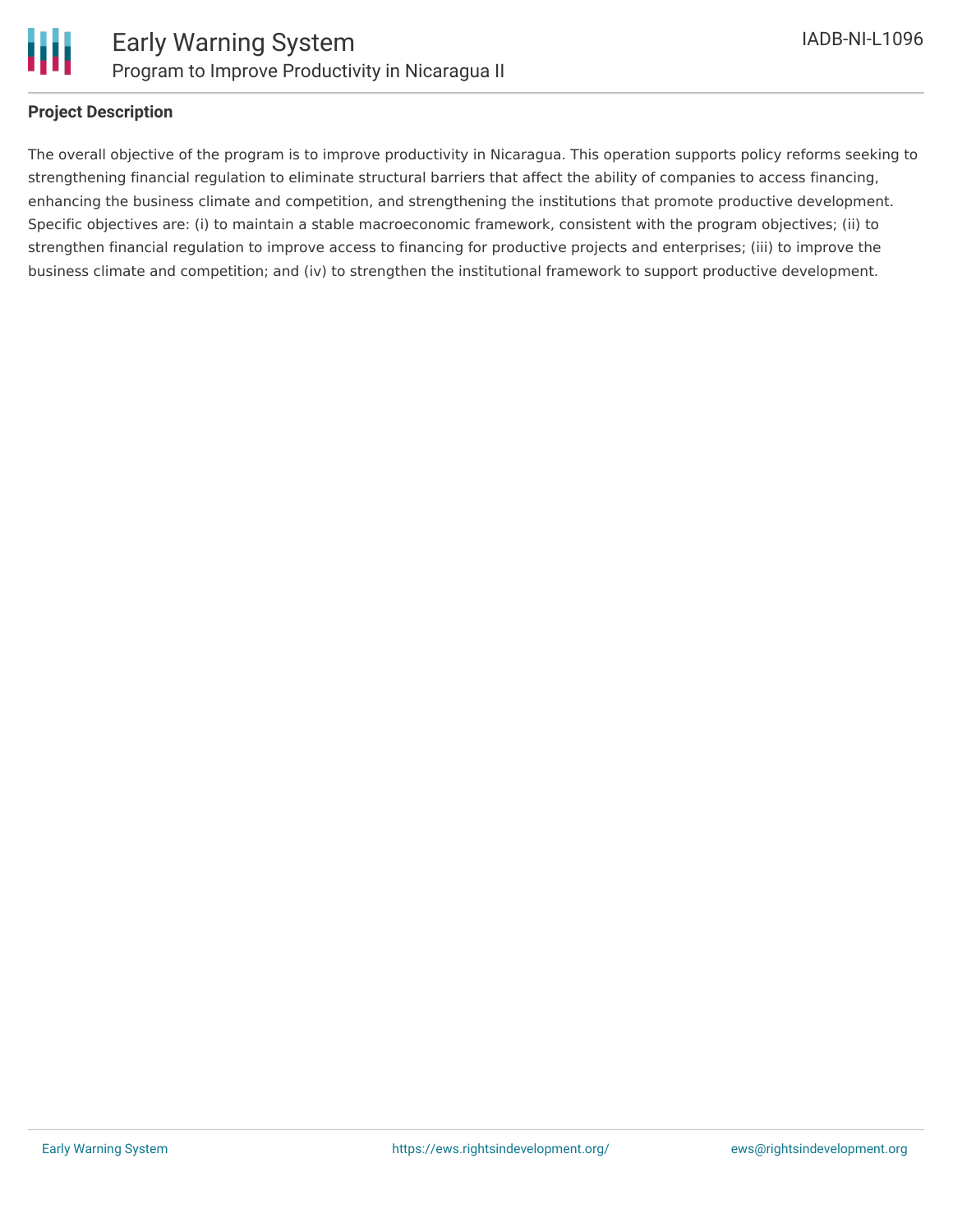## Project Description

The overall objective of the program is to improve productivity in Nicaragua. This operation supports policy reforms seeking to strengthening financial regulation to eliminate structural barriers that affect the ability of companies to access financing, enhancing the business climate and competition, and strengthening the institutions that promote productive development. Specific objectives are: (i) to maintain a stable macroeconomic framework, consistent with the program objectives; (ii) to strengthen financial regulation to improve access to financing for productive projects and enterprises; (iii) to improve the business climate and competition; and (iv) to strengthen the institutional framework to support productive development.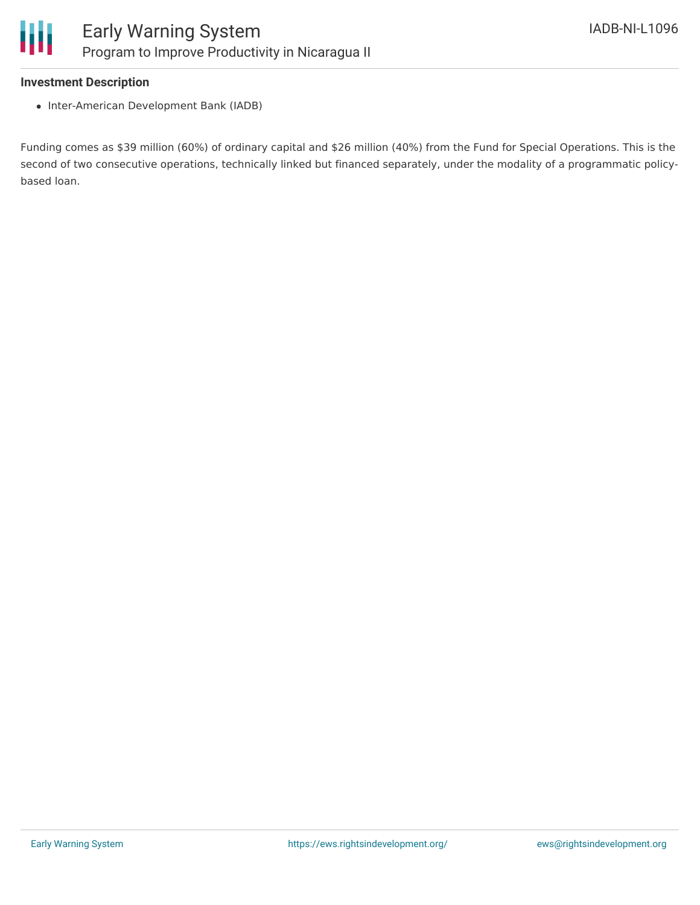**Investment Description**

- Inter-American Development Bank (IADB)

Funding comes as $39 million (60%) of ordinary capital and $26 million (40%) from the Fund for Special Operations. This is the second of two consecutive operations, technically linked but financed separately, under the modality of a programmatic policy-based loan.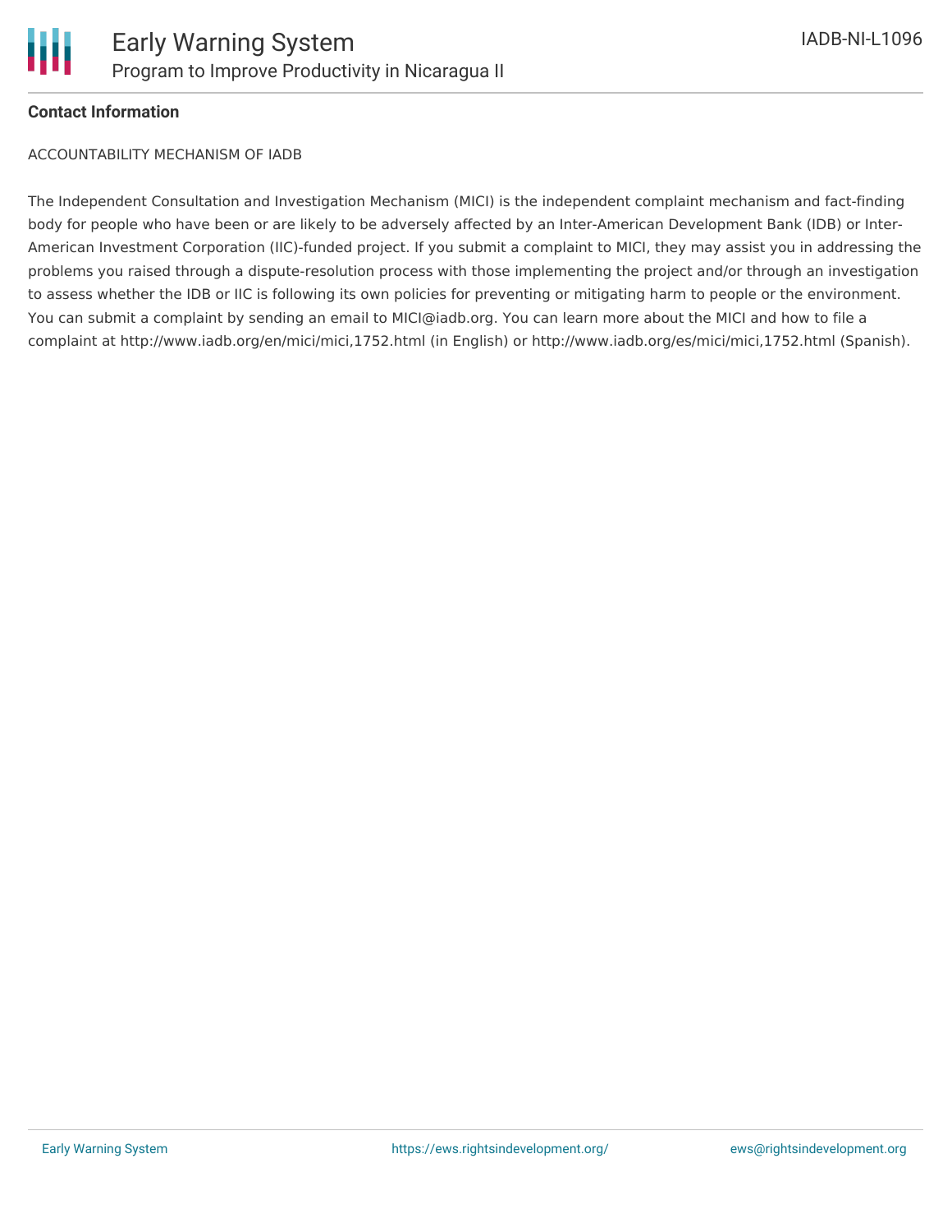**Contact Information**

ACCOUNTABILITY MECHANISM OF IADB

The Independent Consultation and Investigation Mechanism (MICI) is the independent complaint mechanism and fact-finding body for people who have been or are likely to be adversely affected by an Inter-American Development Bank (IDB) or Inter-American Investment Corporation (IIC)-funded project. If you submit a complaint to MICI, they may assist you in addressing the problems you raised through a dispute-resolution process with those implementing the project and/or through an investigation to assess whether the IDB or IIC is following its own policies for preventing or mitigating harm to people or the environment. You can submit a complaint by sending an email to MICI@iadb.org. You can learn more about the MICI and how to file a complaint at http://www.iadb.org/en/mici/mici,1752.html (in English) or http://www.iadb.org/es/mici/mici,1752.html (Spanish).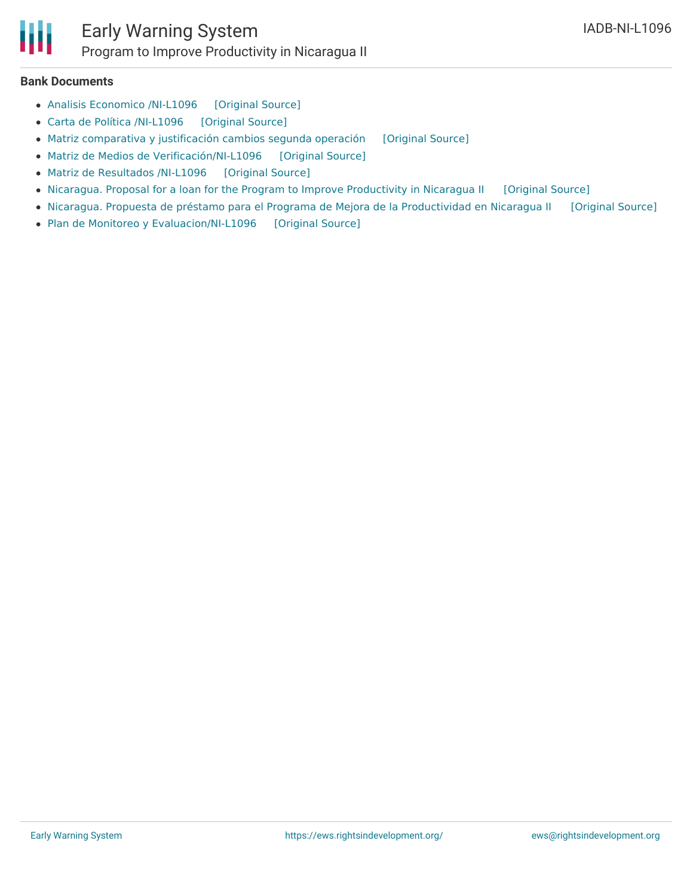**Bank Documents**

- Analisis Economico /NI-L1096 [Original Source]
- Carta de Política /NI-L1096 [Original Source]
- Matriz comparativa y justificación cambios segunda operación [Original Source]
- Matriz de Medios de Verificación/NI-L1096 [Original Source]
- Matriz de Resultados /NI-L1096 [Original Source]
- Nicaragua. Proposal for a loan for the Program to Improve Productivity in Nicaragua II [Original Source]
- Nicaragua. Propuesta de préstamo para el Programa de Mejora de la Productividad en Nicaragua II [Original Source]
- Plan de Monitoreo y Evaluacion/NI-L1096 [Original Source]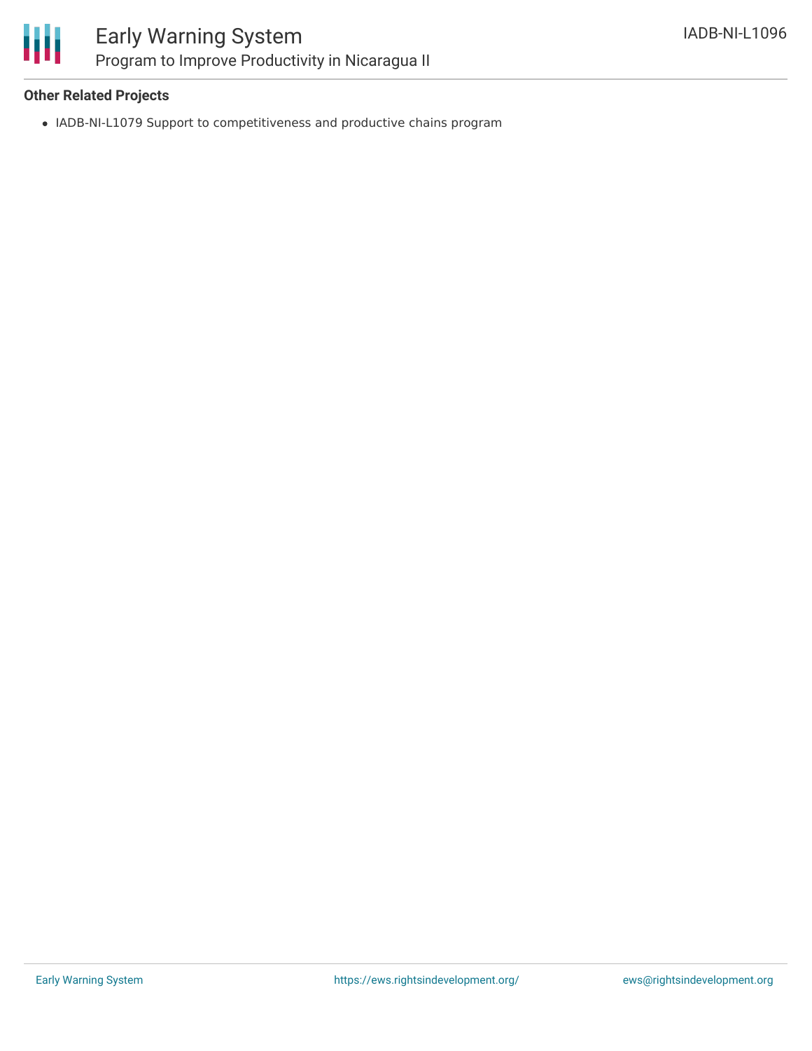**Other Related Projects**

- IADB-NI-L1079 Support to competitiveness and productive chains program